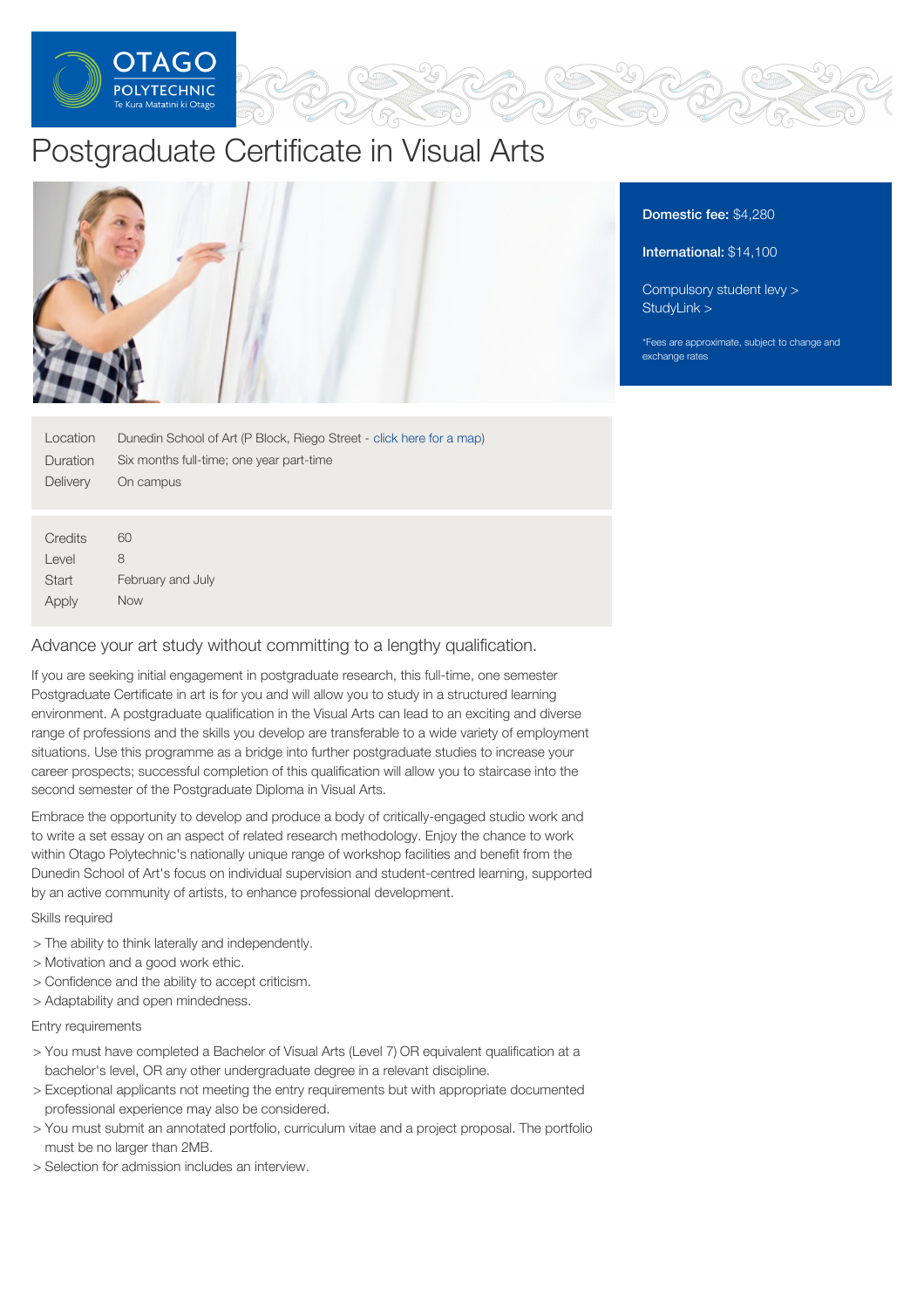# Postgraduate Certificate in Visual Arts

**Domestic fee:** $4,280

**International:** $14,100

Compulsory student levy >
StudyLink >

*Fees are approximate, subject to change and exchange rates

| | |
|---|---|
| Location | Dunedin School of Art (P Block, Riego Street - click here for a map) |
| Duration | Six months full-time; one year part-time |
| Delivery | On campus |

| | |
|---|---|
| Credits | 60 |
| Level | 8 |
| Start | February and July |
| Apply | Now |

## Advance your art study without committing to a lengthy qualification.

If you are seeking initial engagement in postgraduate research, this full-time, one semester Postgraduate Certificate in art is for you and will allow you to study in a structured learning environment. A postgraduate qualification in the Visual Arts can lead to an exciting and diverse range of professions and the skills you develop are transferable to a wide variety of employment situations. Use this programme as a bridge into further postgraduate studies to increase your career prospects; successful completion of this qualification will allow you to staircase into the second semester of the Postgraduate Diploma in Visual Arts.

Embrace the opportunity to develop and produce a body of critically-engaged studio work and to write a set essay on an aspect of related research methodology. Enjoy the chance to work within Otago Polytechnic's nationally unique range of workshop facilities and benefit from the Dunedin School of Art's focus on individual supervision and student-centred learning, supported by an active community of artists, to enhance professional development.

Skills required

> The ability to think laterally and independently.
> Motivation and a good work ethic.
> Confidence and the ability to accept criticism.
> Adaptability and open mindedness.

Entry requirements

> You must have completed a Bachelor of Visual Arts (Level 7) OR equivalent qualification at a bachelor's level, OR any other undergraduate degree in a relevant discipline.
> Exceptional applicants not meeting the entry requirements but with appropriate documented professional experience may also be considered.
> You must submit an annotated portfolio, curriculum vitae and a project proposal. The portfolio must be no larger than 2MB.
> Selection for admission includes an interview.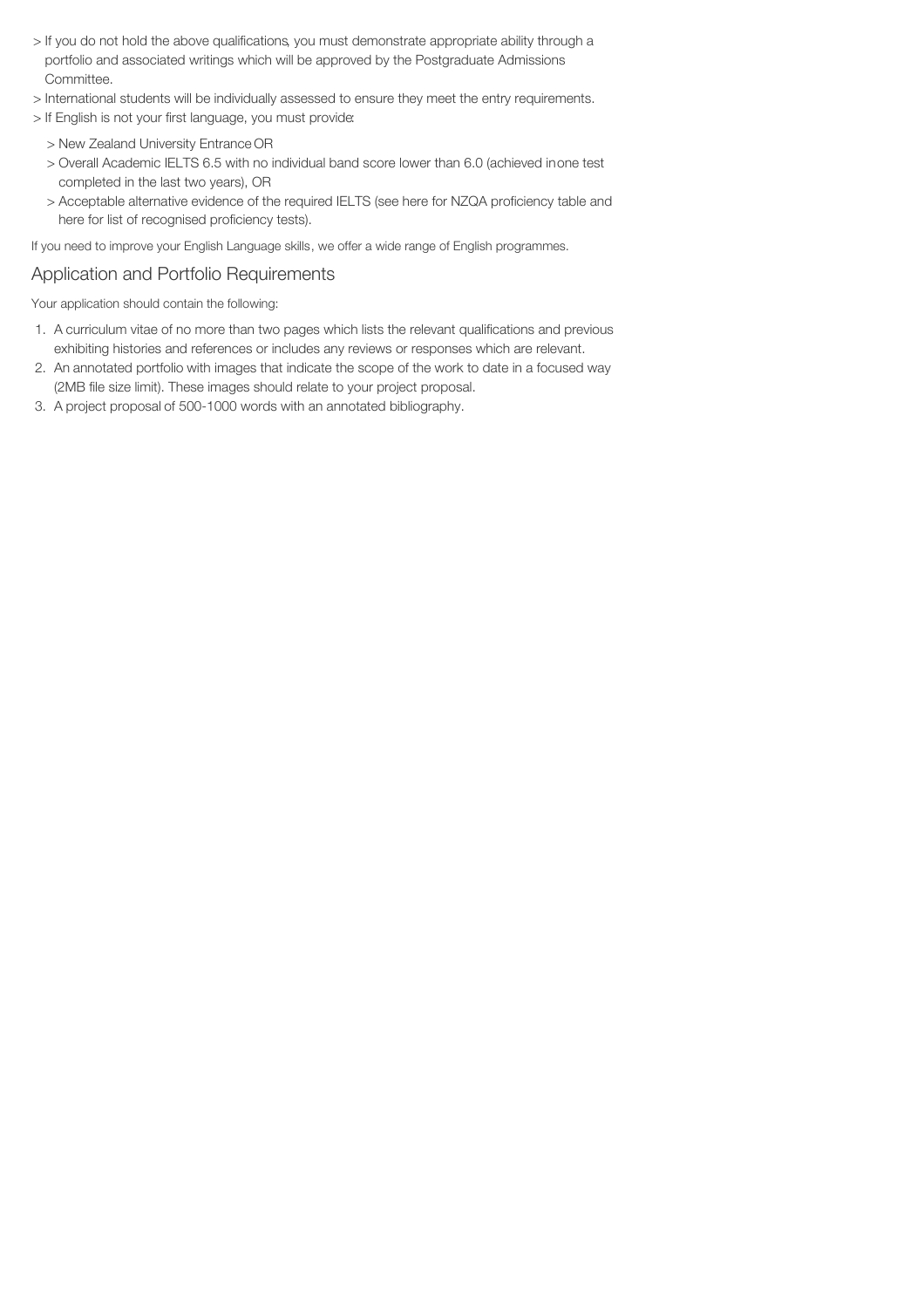- If you do not hold the above qualifications, you must demonstrate appropriate ability through a portfolio and associated writings which will be approved by the Postgraduate Admissions Committee.
- International students will be individually assessed to ensure they meet the entry requirements.
- If English is not your first language, you must provide:
  - New Zealand University Entrance OR
  - Overall Academic IELTS 6.5 with no individual band score lower than 6.0 (achieved in one test completed in the last two years), OR
  - Acceptable alternative evidence of the required IELTS (see here for NZQA proficiency table and here for list of recognised proficiency tests).

If you need to improve your English Language skills, we offer a wide range of English programmes.

## Application and Portfolio Requirements

Your application should contain the following:

1. A curriculum vitae of no more than two pages which lists the relevant qualifications and previous exhibiting histories and references or includes any reviews or responses which are relevant.
2. An annotated portfolio with images that indicate the scope of the work to date in a focused way (2MB file size limit). These images should relate to your project proposal.
3. A project proposal of 500-1000 words with an annotated bibliography.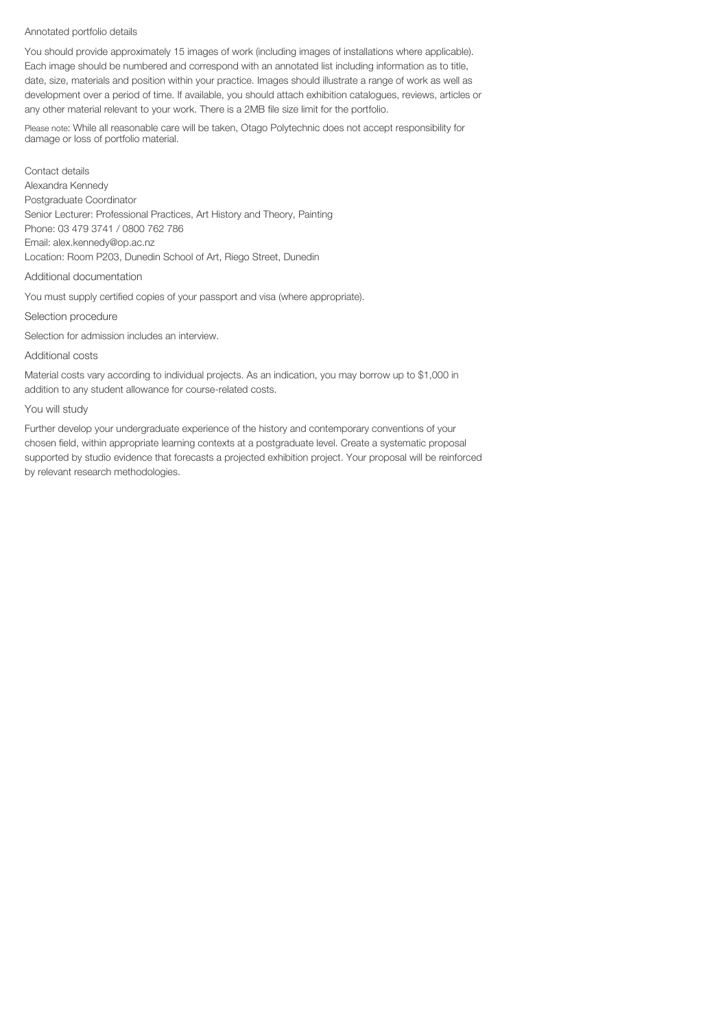### Annotated portfolio details

You should provide approximately 15 images of work (including images of installations where applicable). Each image should be numbered and correspond with an annotated list including information as to title, date, size, materials and position within your practice. Images should illustrate a range of work as well as development over a period of time. If available, you should attach exhibition catalogues, reviews, articles or any other material relevant to your work. There is a 2MB file size limit for the portfolio.

Please note: While all reasonable care will be taken, Otago Polytechnic does not accept responsibility for damage or loss of portfolio material.

### Contact details

Alexandra Kennedy
Postgraduate Coordinator
Senior Lecturer: Professional Practices, Art History and Theory, Painting
Phone: 03 479 3741 / 0800 762 786
Email: alex.kennedy@op.ac.nz
Location: Room P203, Dunedin School of Art, Riego Street, Dunedin

### Additional documentation

You must supply certified copies of your passport and visa (where appropriate).

### Selection procedure

Selection for admission includes an interview.

### Additional costs

Material costs vary according to individual projects. As an indication, you may borrow up to $1,000 in addition to any student allowance for course-related costs.

### You will study

Further develop your undergraduate experience of the history and contemporary conventions of your chosen field, within appropriate learning contexts at a postgraduate level. Create a systematic proposal supported by studio evidence that forecasts a projected exhibition project. Your proposal will be reinforced by relevant research methodologies.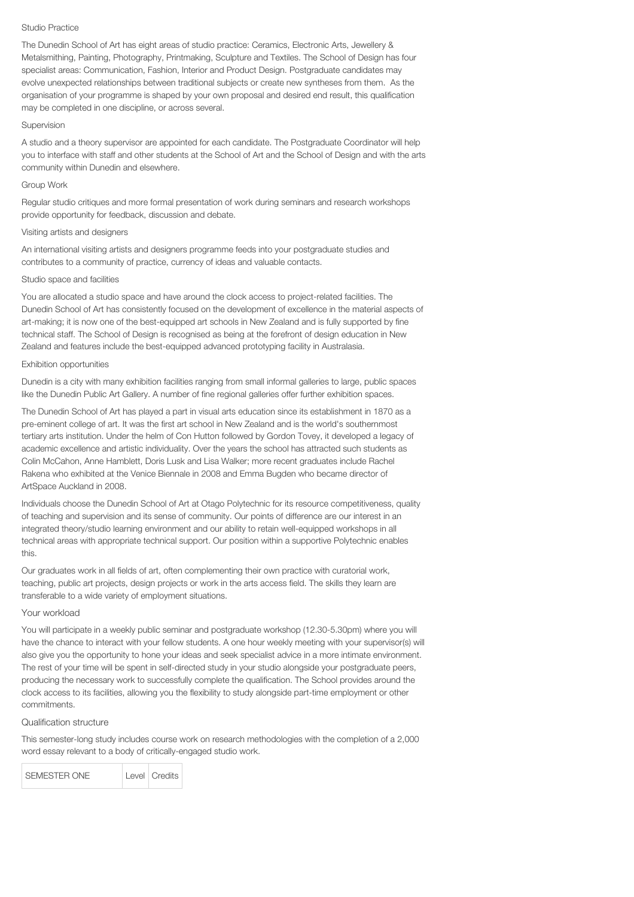## Studio Practice

The Dunedin School of Art has eight areas of studio practice: Ceramics, Electronic Arts, Jewellery & Metalsmithing, Painting, Photography, Printmaking, Sculpture and Textiles. The School of Design has four specialist areas: Communication, Fashion, Interior and Product Design. Postgraduate candidates may evolve unexpected relationships between traditional subjects or create new syntheses from them. As the organisation of your programme is shaped by your own proposal and desired end result, this qualification may be completed in one discipline, or across several.

## Supervision

A studio and a theory supervisor are appointed for each candidate. The Postgraduate Coordinator will help you to interface with staff and other students at the School of Art and the School of Design and with the arts community within Dunedin and elsewhere.

## Group Work

Regular studio critiques and more formal presentation of work during seminars and research workshops provide opportunity for feedback, discussion and debate.

## Visiting artists and designers

An international visiting artists and designers programme feeds into your postgraduate studies and contributes to a community of practice, currency of ideas and valuable contacts.

## Studio space and facilities

You are allocated a studio space and have around the clock access to project-related facilities. The Dunedin School of Art has consistently focused on the development of excellence in the material aspects of art-making; it is now one of the best-equipped art schools in New Zealand and is fully supported by fine technical staff. The School of Design is recognised as being at the forefront of design education in New Zealand and features include the best-equipped advanced prototyping facility in Australasia.

## Exhibition opportunities

Dunedin is a city with many exhibition facilities ranging from small informal galleries to large, public spaces like the Dunedin Public Art Gallery. A number of fine regional galleries offer further exhibition spaces.

The Dunedin School of Art has played a part in visual arts education since its establishment in 1870 as a pre-eminent college of art. It was the first art school in New Zealand and is the world's southernmost tertiary arts institution. Under the helm of Con Hutton followed by Gordon Tovey, it developed a legacy of academic excellence and artistic individuality. Over the years the school has attracted such students as Colin McCahon, Anne Hamblett, Doris Lusk and Lisa Walker; more recent graduates include Rachel Rakena who exhibited at the Venice Biennale in 2008 and Emma Bugden who became director of ArtSpace Auckland in 2008.

Individuals choose the Dunedin School of Art at Otago Polytechnic for its resource competitiveness, quality of teaching and supervision and its sense of community. Our points of difference are our interest in an integrated theory/studio learning environment and our ability to retain well-equipped workshops in all technical areas with appropriate technical support. Our position within a supportive Polytechnic enables this.

Our graduates work in all fields of art, often complementing their own practice with curatorial work, teaching, public art projects, design projects or work in the arts access field. The skills they learn are transferable to a wide variety of employment situations.

## Your workload

You will participate in a weekly public seminar and postgraduate workshop (12.30-5.30pm) where you will have the chance to interact with your fellow students. A one hour weekly meeting with your supervisor(s) will also give you the opportunity to hone your ideas and seek specialist advice in a more intimate environment. The rest of your time will be spent in self-directed study in your studio alongside your postgraduate peers, producing the necessary work to successfully complete the qualification. The School provides around the clock access to its facilities, allowing you the flexibility to study alongside part-time employment or other commitments.

## Qualification structure

This semester-long study includes course work on research methodologies with the completion of a 2,000 word essay relevant to a body of critically-engaged studio work.

| SEMESTER ONE | Level | Credits |
|---|---|---|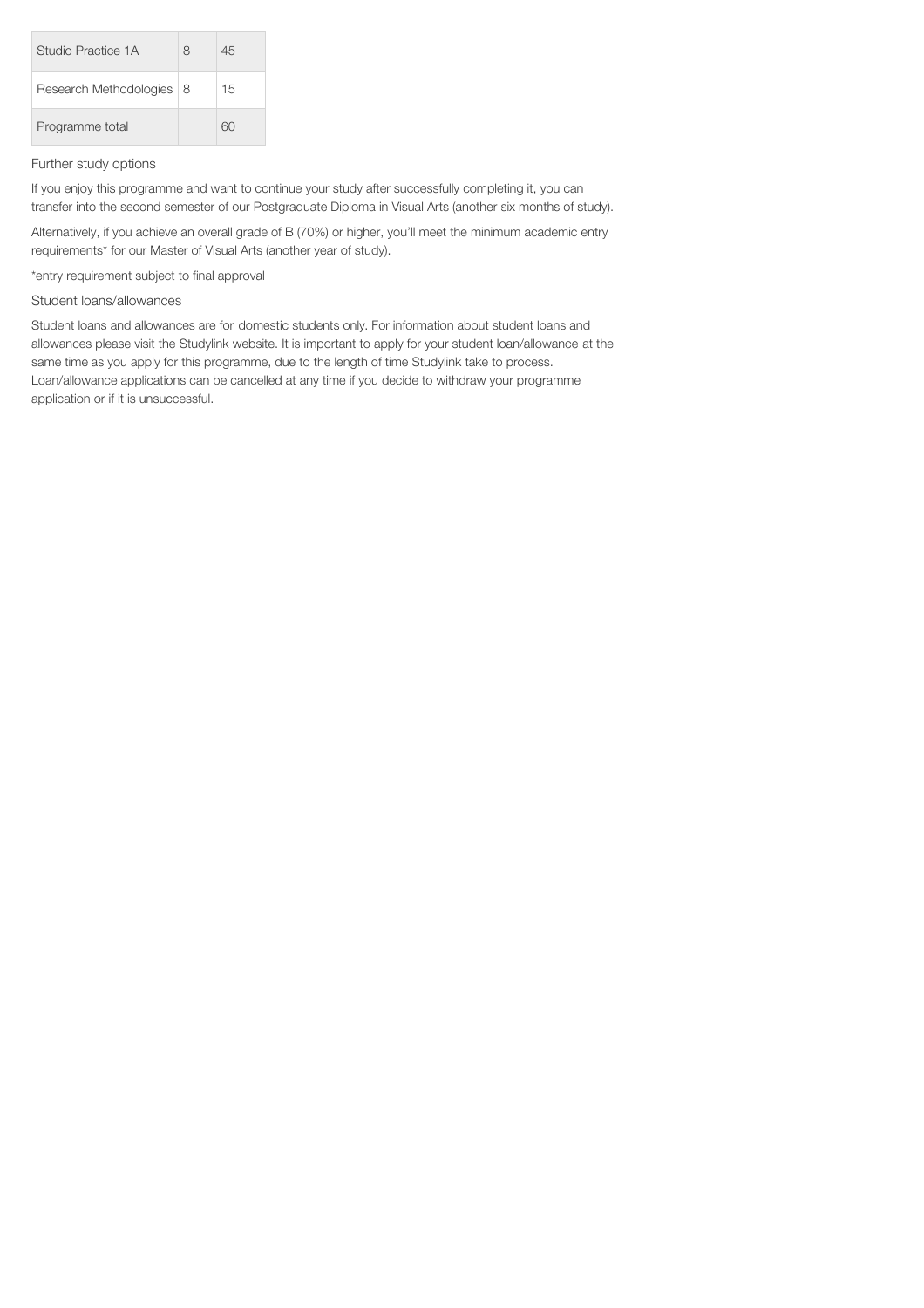| Studio Practice 1A | 8 | 45 |
| --- | --- | --- |
| Research Methodologies | 8 | 15 |
| Programme total | | 60 |

### Further study options

If you enjoy this programme and want to continue your study after successfully completing it, you can transfer into the second semester of our Postgraduate Diploma in Visual Arts (another six months of study).

Alternatively, if you achieve an overall grade of B (70%) or higher, you'll meet the minimum academic entry requirements* for our Master of Visual Arts (another year of study).

*entry requirement subject to final approval

### Student loans/allowances

Student loans and allowances are for domestic students only. For information about student loans and allowances please visit the Studylink website. It is important to apply for your student loan/allowance at the same time as you apply for this programme, due to the length of time Studylink take to process. Loan/allowance applications can be cancelled at any time if you decide to withdraw your programme application or if it is unsuccessful.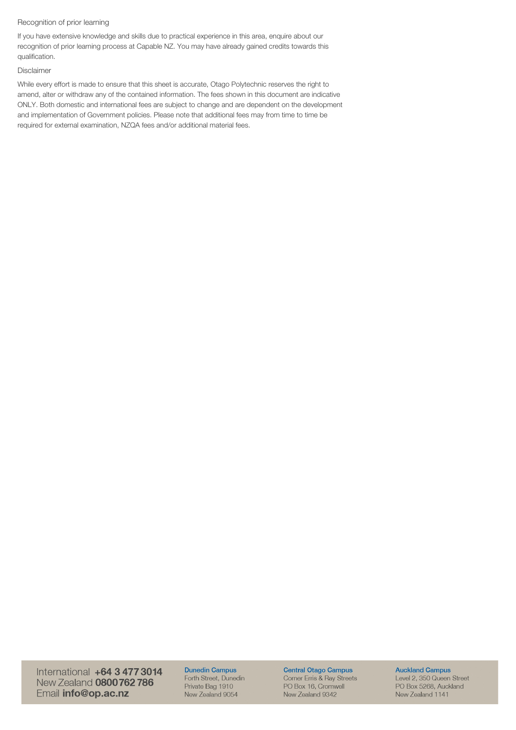## Recognition of prior learning

If you have extensive knowledge and skills due to practical experience in this area, enquire about our recognition of prior learning process at Capable NZ. You may have already gained credits towards this qualification.

## Disclaimer

While every effort is made to ensure that this sheet is accurate, Otago Polytechnic reserves the right to amend, alter or withdraw any of the contained information. The fees shown in this document are indicative ONLY. Both domestic and international fees are subject to change and are dependent on the development and implementation of Government policies. Please note that additional fees may from time to time be required for external examination, NZQA fees and/or additional material fees.

International **+64 3 477 3014**
New Zealand **0800 762 786**
Email **info@op.ac.nz**

**Dunedin Campus**
Forth Street, Dunedin
Private Bag 1910
New Zealand 9054

**Central Otago Campus**
Corner Erris & Ray Streets
PO Box 16, Cromwell
New Zealand 9342

**Auckland Campus**
Level 2, 350 Queen Street
PO Box 5268, Auckland
New Zealand 1141